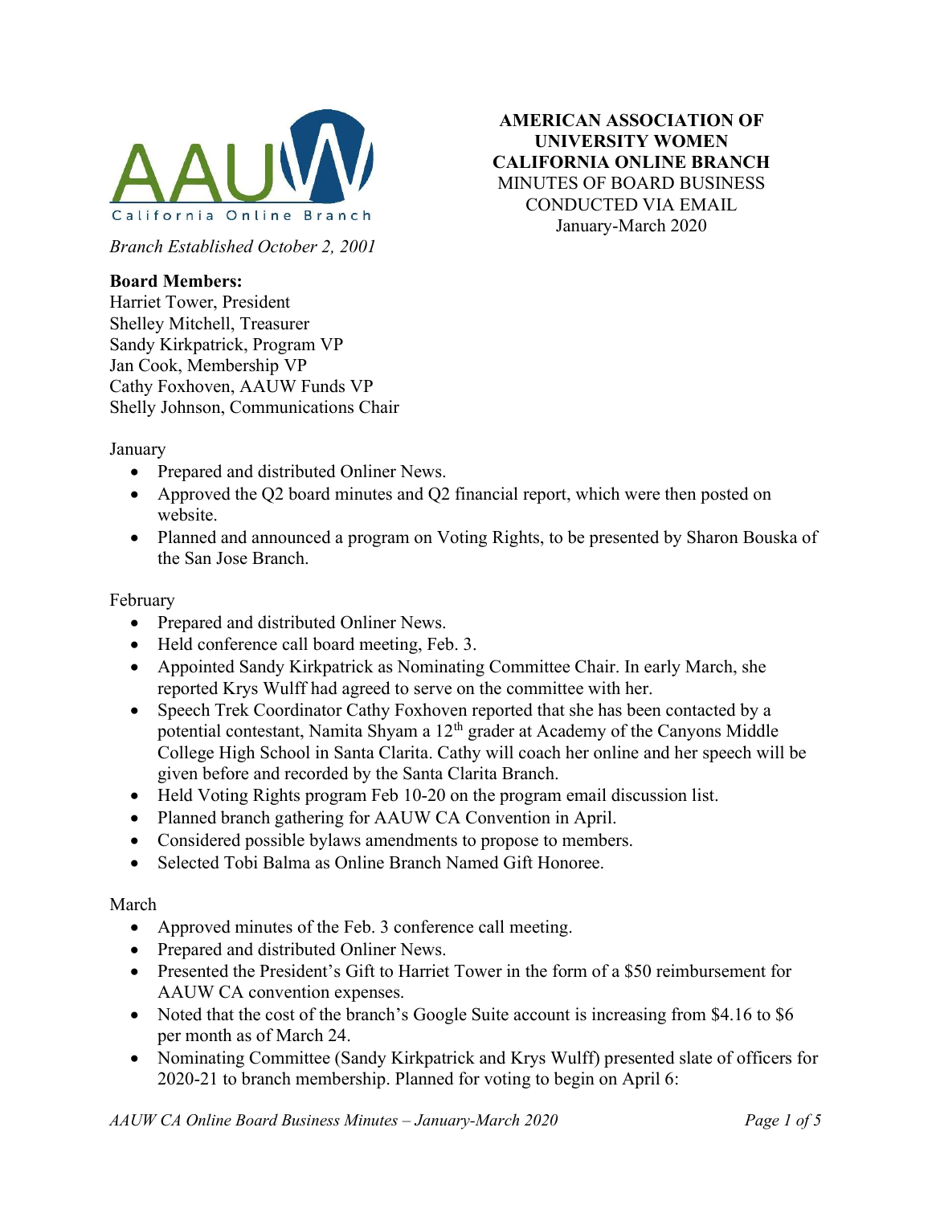AAUW California Online Branch

*Branch Established October 2, 2001*

**AMERICAN ASSOCIATION OF UNIVERSITY WOMEN CALIFORNIA ONLINE BRANCH**
MINUTES OF BOARD BUSINESS CONDUCTED VIA EMAIL
January-March 2020

**Board Members:**
Harriet Tower, President
Shelley Mitchell, Treasurer
Sandy Kirkpatrick, Program VP
Jan Cook, Membership VP
Cathy Foxhoven, AAUW Funds VP
Shelly Johnson, Communications Chair

January

- Prepared and distributed Onliner News.
- Approved the Q2 board minutes and Q2 financial report, which were then posted on website.
- Planned and announced a program on Voting Rights, to be presented by Sharon Bouska of the San Jose Branch.

February

- Prepared and distributed Onliner News.
- Held conference call board meeting, Feb. 3.
- Appointed Sandy Kirkpatrick as Nominating Committee Chair. In early March, she reported Krys Wulff had agreed to serve on the committee with her.
- Speech Trek Coordinator Cathy Foxhoven reported that she has been contacted by a potential contestant, Namita Shyam a 12th grader at Academy of the Canyons Middle College High School in Santa Clarita. Cathy will coach her online and her speech will be given before and recorded by the Santa Clarita Branch.
- Held Voting Rights program Feb 10-20 on the program email discussion list.
- Planned branch gathering for AAUW CA Convention in April.
- Considered possible bylaws amendments to propose to members.
- Selected Tobi Balma as Online Branch Named Gift Honoree.

March

- Approved minutes of the Feb. 3 conference call meeting.
- Prepared and distributed Onliner News.
- Presented the President's Gift to Harriet Tower in the form of a $50 reimbursement for AAUW CA convention expenses.
- Noted that the cost of the branch's Google Suite account is increasing from $4.16 to $6 per month as of March 24.
- Nominating Committee (Sandy Kirkpatrick and Krys Wulff) presented slate of officers for 2020-21 to branch membership. Planned for voting to begin on April 6: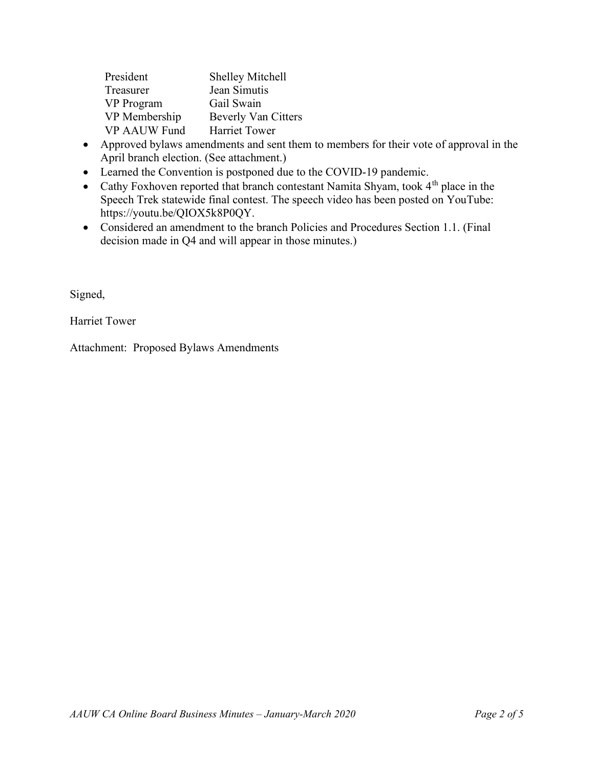| President | Shelley Mitchell |
| --- | --- |
| Treasurer | Jean Simutis |
| VP Program | Gail Swain |
| VP Membership | Beverly Van Citters |
| VP AAUW Fund | Harriet Tower |

- Approved bylaws amendments and sent them to members for their vote of approval in the April branch election. (See attachment.)
- Learned the Convention is postponed due to the COVID-19 pandemic.
- Cathy Foxhoven reported that branch contestant Namita Shyam, took 4th place in the Speech Trek statewide final contest. The speech video has been posted on YouTube: https://youtu.be/QIOX5k8P0QY.
- Considered an amendment to the branch Policies and Procedures Section 1.1. (Final decision made in Q4 and will appear in those minutes.)

Signed,

Harriet Tower

Attachment: Proposed Bylaws Amendments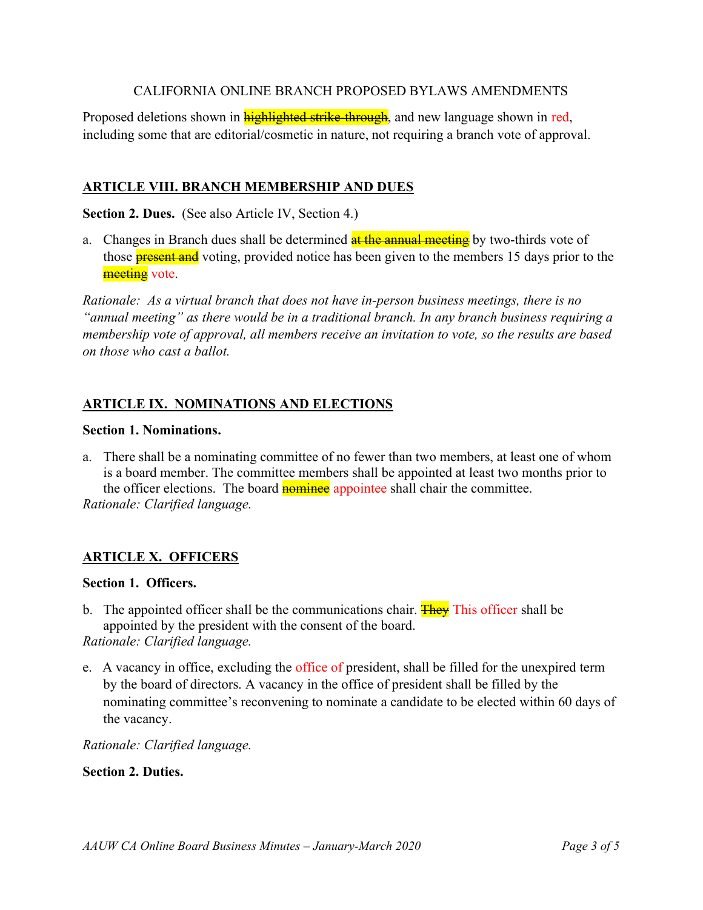CALIFORNIA ONLINE BRANCH PROPOSED BYLAWS AMENDMENTS

Proposed deletions shown in ~~highlighted strike-through~~, and new language shown in red, including some that are editorial/cosmetic in nature, not requiring a branch vote of approval.

## ARTICLE VIII. BRANCH MEMBERSHIP AND DUES

**Section 2. Dues.** (See also Article IV, Section 4.)

a. Changes in Branch dues shall be determined ~~at the annual meeting~~ by two-thirds vote of those ~~present and~~ voting, provided notice has been given to the members 15 days prior to the ~~meeting~~ vote.

*Rationale: As a virtual branch that does not have in-person business meetings, there is no "annual meeting" as there would be in a traditional branch. In any branch business requiring a membership vote of approval, all members receive an invitation to vote, so the results are based on those who cast a ballot.*

## ARTICLE IX. NOMINATIONS AND ELECTIONS

**Section 1. Nominations.**

a. There shall be a nominating committee of no fewer than two members, at least one of whom is a board member. The committee members shall be appointed at least two months prior to the officer elections. The board ~~nominee~~ appointee shall chair the committee.

*Rationale: Clarified language.*

## ARTICLE X. OFFICERS

**Section 1. Officers.**

b. The appointed officer shall be the communications chair. ~~They~~ This officer shall be appointed by the president with the consent of the board.

*Rationale: Clarified language.*

e. A vacancy in office, excluding the office of president, shall be filled for the unexpired term by the board of directors. A vacancy in the office of president shall be filled by the nominating committee's reconvening to nominate a candidate to be elected within 60 days of the vacancy.

*Rationale: Clarified language.*

**Section 2. Duties.**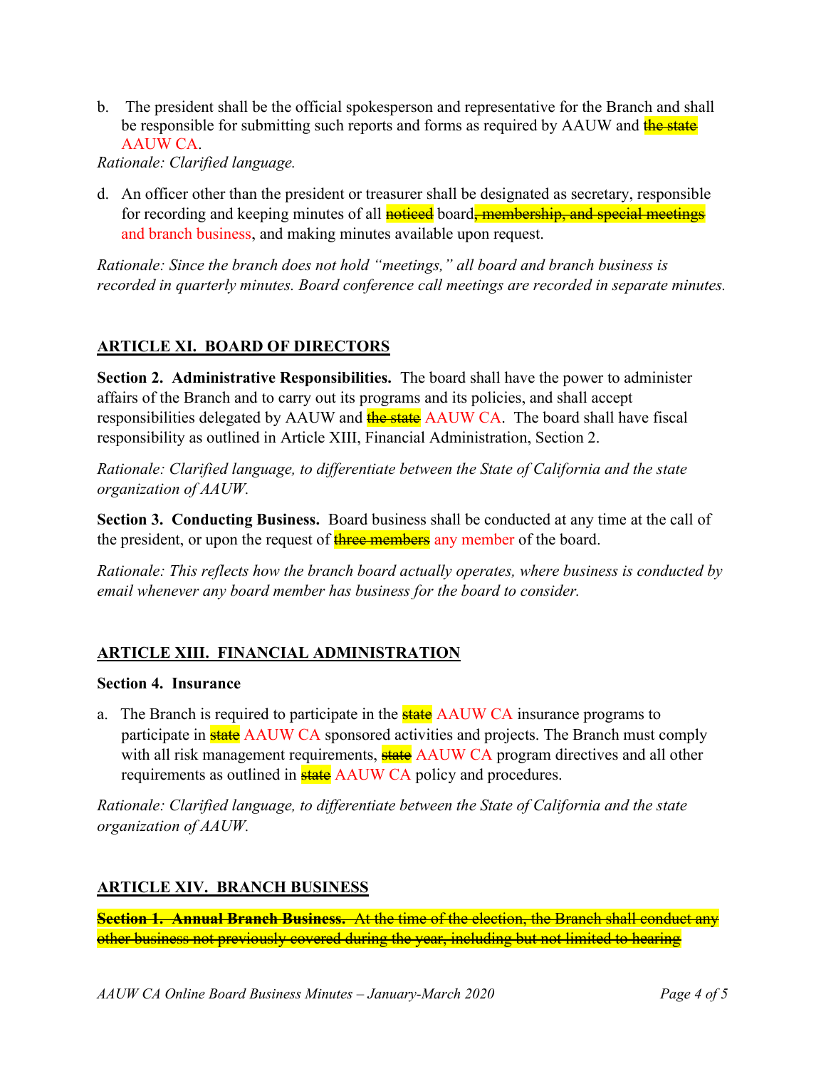b. The president shall be the official spokesperson and representative for the Branch and shall be responsible for submitting such reports and forms as required by AAUW and ~~the state~~ AAUW CA.

*Rationale: Clarified language.*

d. An officer other than the president or treasurer shall be designated as secretary, responsible for recording and keeping minutes of all ~~noticed~~ board~~, membership, and special meetings~~ and branch business, and making minutes available upon request.

*Rationale: Since the branch does not hold "meetings," all board and branch business is recorded in quarterly minutes. Board conference call meetings are recorded in separate minutes.*

## ARTICLE XI. BOARD OF DIRECTORS

**Section 2. Administrative Responsibilities.** The board shall have the power to administer affairs of the Branch and to carry out its programs and its policies, and shall accept responsibilities delegated by AAUW and ~~the state~~ AAUW CA. The board shall have fiscal responsibility as outlined in Article XIII, Financial Administration, Section 2.

*Rationale: Clarified language, to differentiate between the State of California and the state organization of AAUW.*

**Section 3. Conducting Business.** Board business shall be conducted at any time at the call of the president, or upon the request of ~~three members~~ any member of the board.

*Rationale: This reflects how the branch board actually operates, where business is conducted by email whenever any board member has business for the board to consider.*

## ARTICLE XIII. FINANCIAL ADMINISTRATION

**Section 4. Insurance**

a. The Branch is required to participate in the ~~state~~ AAUW CA insurance programs to participate in ~~state~~ AAUW CA sponsored activities and projects. The Branch must comply with all risk management requirements, ~~state~~ AAUW CA program directives and all other requirements as outlined in ~~state~~ AAUW CA policy and procedures.

*Rationale: Clarified language, to differentiate between the State of California and the state organization of AAUW.*

## ARTICLE XIV. BRANCH BUSINESS

~~**Section 1. Annual Branch Business.** At the time of the election, the Branch shall conduct any other business not previously covered during the year, including but not limited to hearing~~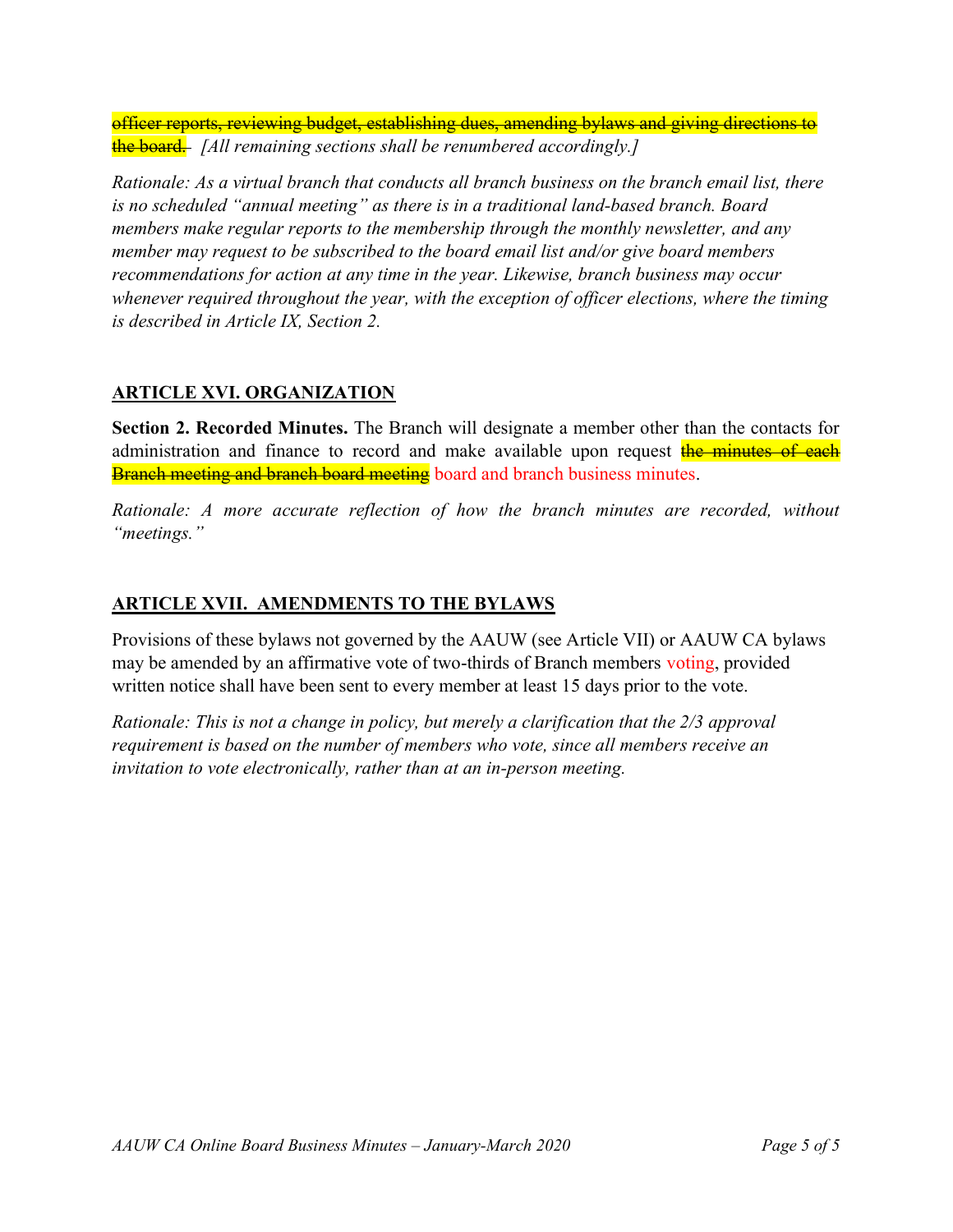~~officer reports, reviewing budget, establishing dues, amending bylaws and giving directions to the board.~~ *[All remaining sections shall be renumbered accordingly.]*

*Rationale: As a virtual branch that conducts all branch business on the branch email list, there is no scheduled "annual meeting" as there is in a traditional land-based branch. Board members make regular reports to the membership through the monthly newsletter, and any member may request to be subscribed to the board email list and/or give board members recommendations for action at any time in the year. Likewise, branch business may occur whenever required throughout the year, with the exception of officer elections, where the timing is described in Article IX, Section 2.*

## ARTICLE XVI. ORGANIZATION

**Section 2. Recorded Minutes.** The Branch will designate a member other than the contacts for administration and finance to record and make available upon request ~~the minutes of each Branch meeting and branch board meeting~~ board and branch business minutes.

*Rationale: A more accurate reflection of how the branch minutes are recorded, without "meetings."*

## ARTICLE XVII. AMENDMENTS TO THE BYLAWS

Provisions of these bylaws not governed by the AAUW (see Article VII) or AAUW CA bylaws may be amended by an affirmative vote of two-thirds of Branch members voting, provided written notice shall have been sent to every member at least 15 days prior to the vote.

*Rationale: This is not a change in policy, but merely a clarification that the 2/3 approval requirement is based on the number of members who vote, since all members receive an invitation to vote electronically, rather than at an in-person meeting.*